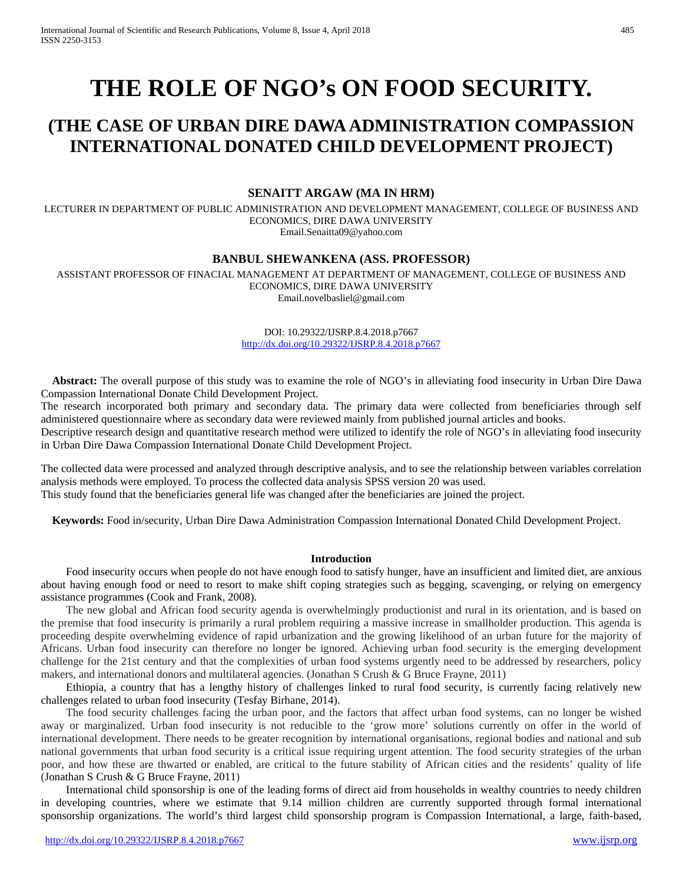# THE ROLE OF NGO's ON FOOD SECURITY.

## (THE CASE OF URBAN DIRE DAWA ADMINISTRATION COMPASSION INTERNATIONAL DONATED CHILD DEVELOPMENT PROJECT)

**SENAITT ARGAW (MA IN HRM)**

LECTURER IN DEPARTMENT OF PUBLIC ADMINISTRATION AND DEVELOPMENT MANAGEMENT, COLLEGE OF BUSINESS AND ECONOMICS, DIRE DAWA UNIVERSITY
Email.Senaitta09@yahoo.com

**BANBUL SHEWANKENA (ASS. PROFESSOR)**

ASSISTANT PROFESSOR OF FINACIAL MANAGEMENT AT DEPARTMENT OF MANAGEMENT, COLLEGE OF BUSINESS AND ECONOMICS, DIRE DAWA UNIVERSITY
Email.novelbasliel@gmail.com

DOI: 10.29322/IJSRP.8.4.2018.p7667
http://dx.doi.org/10.29322/IJSRP.8.4.2018.p7667

**Abstract:** The overall purpose of this study was to examine the role of NGO's in alleviating food insecurity in Urban Dire Dawa Compassion International Donate Child Development Project.
The research incorporated both primary and secondary data. The primary data were collected from beneficiaries through self administered questionnaire where as secondary data were reviewed mainly from published journal articles and books.
Descriptive research design and quantitative research method were utilized to identify the role of NGO's in alleviating food insecurity in Urban Dire Dawa Compassion International Donate Child Development Project.

The collected data were processed and analyzed through descriptive analysis, and to see the relationship between variables correlation analysis methods were employed. To process the collected data analysis SPSS version 20 was used.
This study found that the beneficiaries general life was changed after the beneficiaries are joined the project.

**Keywords:** Food in/security, Urban Dire Dawa Administration Compassion International Donated Child Development Project.

### Introduction

Food insecurity occurs when people do not have enough food to satisfy hunger, have an insufficient and limited diet, are anxious about having enough food or need to resort to make shift coping strategies such as begging, scavenging, or relying on emergency assistance programmes (Cook and Frank, 2008).

The new global and African food security agenda is overwhelmingly productionist and rural in its orientation, and is based on the premise that food insecurity is primarily a rural problem requiring a massive increase in smallholder production. This agenda is proceeding despite overwhelming evidence of rapid urbanization and the growing likelihood of an urban future for the majority of Africans. Urban food insecurity can therefore no longer be ignored. Achieving urban food security is the emerging development challenge for the 21st century and that the complexities of urban food systems urgently need to be addressed by researchers, policy makers, and international donors and multilateral agencies. (Jonathan S Crush & G Bruce Frayne, 2011)

Ethiopia, a country that has a lengthy history of challenges linked to rural food security, is currently facing relatively new challenges related to urban food insecurity (Tesfay Birhane, 2014).

The food security challenges facing the urban poor, and the factors that affect urban food systems, can no longer be wished away or marginalized. Urban food insecurity is not reducible to the 'grow more' solutions currently on offer in the world of international development. There needs to be greater recognition by international organisations, regional bodies and national and sub national governments that urban food security is a critical issue requiring urgent attention. The food security strategies of the urban poor, and how these are thwarted or enabled, are critical to the future stability of African cities and the residents' quality of life (Jonathan S Crush & G Bruce Frayne, 2011)

International child sponsorship is one of the leading forms of direct aid from households in wealthy countries to needy children in developing countries, where we estimate that 9.14 million children are currently supported through formal international sponsorship organizations. The world's third largest child sponsorship program is Compassion International, a large, faith-based,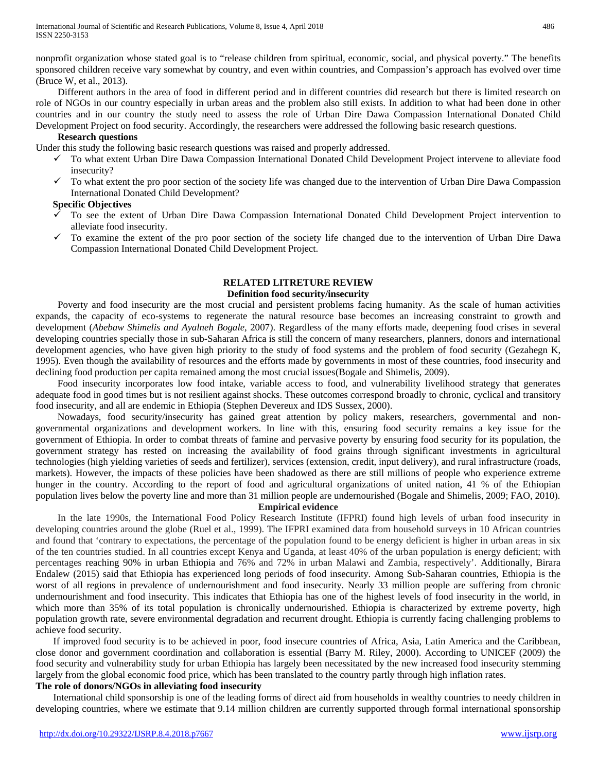nonprofit organization whose stated goal is to "release children from spiritual, economic, social, and physical poverty." The benefits sponsored children receive vary somewhat by country, and even within countries, and Compassion's approach has evolved over time (Bruce W, et al., 2013).

Different authors in the area of food in different period and in different countries did research but there is limited research on role of NGOs in our country especially in urban areas and the problem also still exists. In addition to what had been done in other countries and in our country the study need to assess the role of Urban Dire Dawa Compassion International Donated Child Development Project on food security. Accordingly, the researchers were addressed the following basic research questions.

**Research questions**

Under this study the following basic research questions was raised and properly addressed.

- ✓ To what extent Urban Dire Dawa Compassion International Donated Child Development Project intervene to alleviate food insecurity?
- ✓ To what extent the pro poor section of the society life was changed due to the intervention of Urban Dire Dawa Compassion International Donated Child Development?

**Specific Objectives**

- ✓ To see the extent of Urban Dire Dawa Compassion International Donated Child Development Project intervention to alleviate food insecurity.
- ✓ To examine the extent of the pro poor section of the society life changed due to the intervention of Urban Dire Dawa Compassion International Donated Child Development Project.

## RELATED LITRETURE REVIEW

### Definition food security/insecurity

Poverty and food insecurity are the most crucial and persistent problems facing humanity. As the scale of human activities expands, the capacity of eco-systems to regenerate the natural resource base becomes an increasing constraint to growth and development (*Abebaw Shimelis and Ayalneh Bogale,* 2007). Regardless of the many efforts made, deepening food crises in several developing countries specially those in sub-Saharan Africa is still the concern of many researchers, planners, donors and international development agencies, who have given high priority to the study of food systems and the problem of food security (Gezahegn K, 1995). Even though the availability of resources and the efforts made by governments in most of these countries, food insecurity and declining food production per capita remained among the most crucial issues(Bogale and Shimelis, 2009).

Food insecurity incorporates low food intake, variable access to food, and vulnerability livelihood strategy that generates adequate food in good times but is not resilient against shocks. These outcomes correspond broadly to chronic, cyclical and transitory food insecurity, and all are endemic in Ethiopia (Stephen Devereux and IDS Sussex, 2000).

Nowadays, food security/insecurity has gained great attention by policy makers, researchers, governmental and non-governmental organizations and development workers. In line with this, ensuring food security remains a key issue for the government of Ethiopia. In order to combat threats of famine and pervasive poverty by ensuring food security for its population, the government strategy has rested on increasing the availability of food grains through significant investments in agricultural technologies (high yielding varieties of seeds and fertilizer), services (extension, credit, input delivery), and rural infrastructure (roads, markets). However, the impacts of these policies have been shadowed as there are still millions of people who experience extreme hunger in the country. According to the report of food and agricultural organizations of united nation, 41 % of the Ethiopian population lives below the poverty line and more than 31 million people are undernourished (Bogale and Shimelis, 2009; FAO, 2010).

### Empirical evidence

In the late 1990s, the International Food Policy Research Institute (IFPRI) found high levels of urban food insecurity in developing countries around the globe (Ruel et al., 1999). The IFPRI examined data from household surveys in 10 African countries and found that 'contrary to expectations, the percentage of the population found to be energy deficient is higher in urban areas in six of the ten countries studied. In all countries except Kenya and Uganda, at least 40% of the urban population is energy deficient; with percentages reaching 90% in urban Ethiopia and 76% and 72% in urban Malawi and Zambia, respectively'. Additionally, Birara Endalew (2015) said that Ethiopia has experienced long periods of food insecurity. Among Sub-Saharan countries, Ethiopia is the worst of all regions in prevalence of undernourishment and food insecurity. Nearly 33 million people are suffering from chronic undernourishment and food insecurity. This indicates that Ethiopia has one of the highest levels of food insecurity in the world, in which more than 35% of its total population is chronically undernourished. Ethiopia is characterized by extreme poverty, high population growth rate, severe environmental degradation and recurrent drought. Ethiopia is currently facing challenging problems to achieve food security.

If improved food security is to be achieved in poor, food insecure countries of Africa, Asia, Latin America and the Caribbean, close donor and government coordination and collaboration is essential (Barry M. Riley, 2000). According to UNICEF (2009) the food security and vulnerability study for urban Ethiopia has largely been necessitated by the new increased food insecurity stemming largely from the global economic food price, which has been translated to the country partly through high inflation rates.

### The role of donors/NGOs in alleviating food insecurity

International child sponsorship is one of the leading forms of direct aid from households in wealthy countries to needy children in developing countries, where we estimate that 9.14 million children are currently supported through formal international sponsorship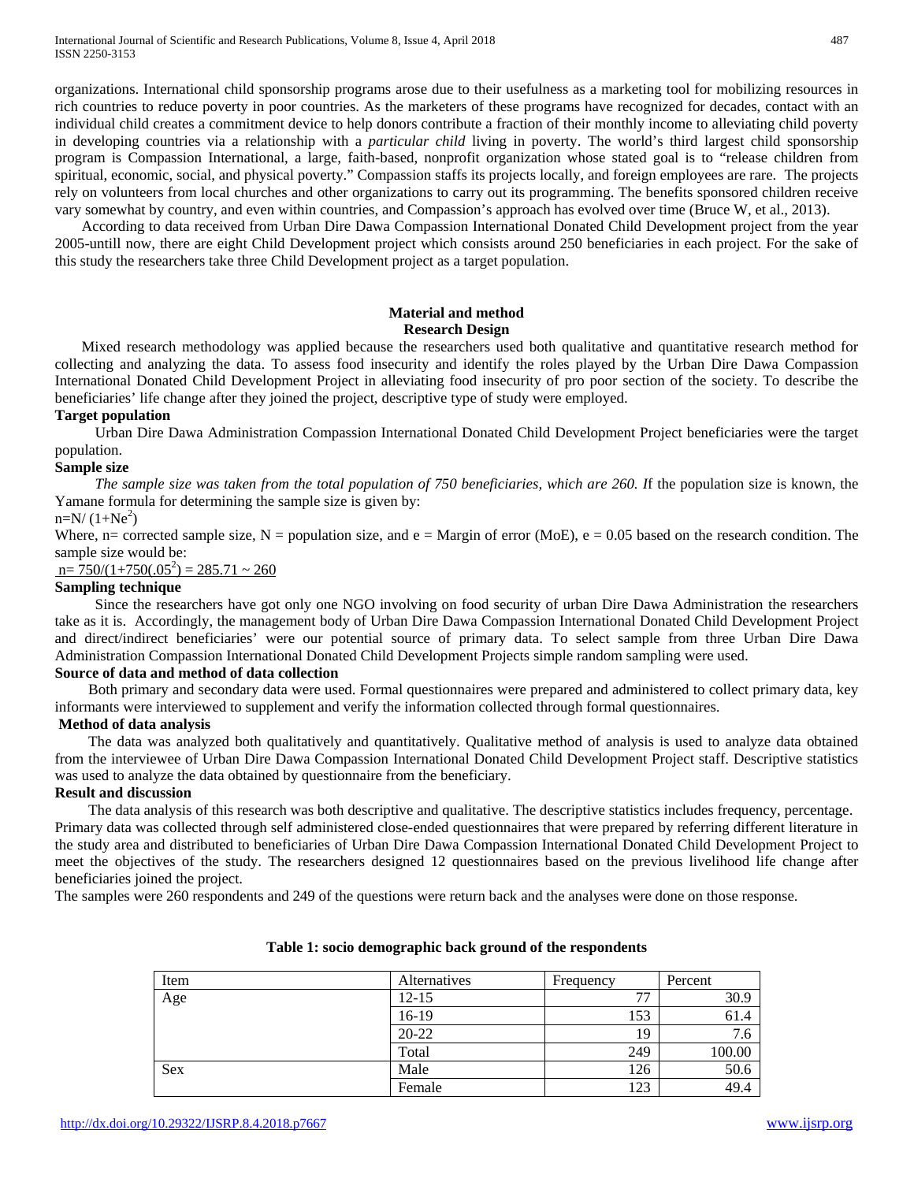organizations. International child sponsorship programs arose due to their usefulness as a marketing tool for mobilizing resources in rich countries to reduce poverty in poor countries. As the marketers of these programs have recognized for decades, contact with an individual child creates a commitment device to help donors contribute a fraction of their monthly income to alleviating child poverty in developing countries via a relationship with a *particular child* living in poverty. The world's third largest child sponsorship program is Compassion International, a large, faith-based, nonprofit organization whose stated goal is to "release children from spiritual, economic, social, and physical poverty." Compassion staffs its projects locally, and foreign employees are rare. The projects rely on volunteers from local churches and other organizations to carry out its programming. The benefits sponsored children receive vary somewhat by country, and even within countries, and Compassion's approach has evolved over time (Bruce W, et al., 2013).

According to data received from Urban Dire Dawa Compassion International Donated Child Development project from the year 2005-untill now, there are eight Child Development project which consists around 250 beneficiaries in each project. For the sake of this study the researchers take three Child Development project as a target population.

## Material and method

### Research Design

Mixed research methodology was applied because the researchers used both qualitative and quantitative research method for collecting and analyzing the data. To assess food insecurity and identify the roles played by the Urban Dire Dawa Compassion International Donated Child Development Project in alleviating food insecurity of pro poor section of the society. To describe the beneficiaries' life change after they joined the project, descriptive type of study were employed.

### Target population

Urban Dire Dawa Administration Compassion International Donated Child Development Project beneficiaries were the target population.

### Sample size

*The sample size was taken from the total population of 750 beneficiaries, which are 260. I*f the population size is known, the Yamane formula for determining the sample size is given by:

$n=N/(1+Ne^2)$

Where, n= corrected sample size, N = population size, and e = Margin of error (MoE), e = 0.05 based on the research condition. The sample size would be:

$n= 750/(1+750(.05^2) = 285.71 \sim 260$

### Sampling technique

Since the researchers have got only one NGO involving on food security of urban Dire Dawa Administration the researchers take as it is. Accordingly, the management body of Urban Dire Dawa Compassion International Donated Child Development Project and direct/indirect beneficiaries' were our potential source of primary data. To select sample from three Urban Dire Dawa Administration Compassion International Donated Child Development Projects simple random sampling were used.

### Source of data and method of data collection

Both primary and secondary data were used. Formal questionnaires were prepared and administered to collect primary data, key informants were interviewed to supplement and verify the information collected through formal questionnaires.

### Method of data analysis

The data was analyzed both qualitatively and quantitatively. Qualitative method of analysis is used to analyze data obtained from the interviewee of Urban Dire Dawa Compassion International Donated Child Development Project staff. Descriptive statistics was used to analyze the data obtained by questionnaire from the beneficiary.

### Result and discussion

The data analysis of this research was both descriptive and qualitative. The descriptive statistics includes frequency, percentage. Primary data was collected through self administered close-ended questionnaires that were prepared by referring different literature in the study area and distributed to beneficiaries of Urban Dire Dawa Compassion International Donated Child Development Project to meet the objectives of the study. The researchers designed 12 questionnaires based on the previous livelihood life change after beneficiaries joined the project.

The samples were 260 respondents and 249 of the questions were return back and the analyses were done on those response.

**Table 1: socio demographic back ground of the respondents**

| Item | Alternatives | Frequency | Percent |
|---|---|---|---|
| Age | 12-15 | 77 | 30.9 |
| | 16-19 | 153 | 61.4 |
| | 20-22 | 19 | 7.6 |
| | Total | 249 | 100.00 |
| Sex | Male | 126 | 50.6 |
| | Female | 123 | 49.4 |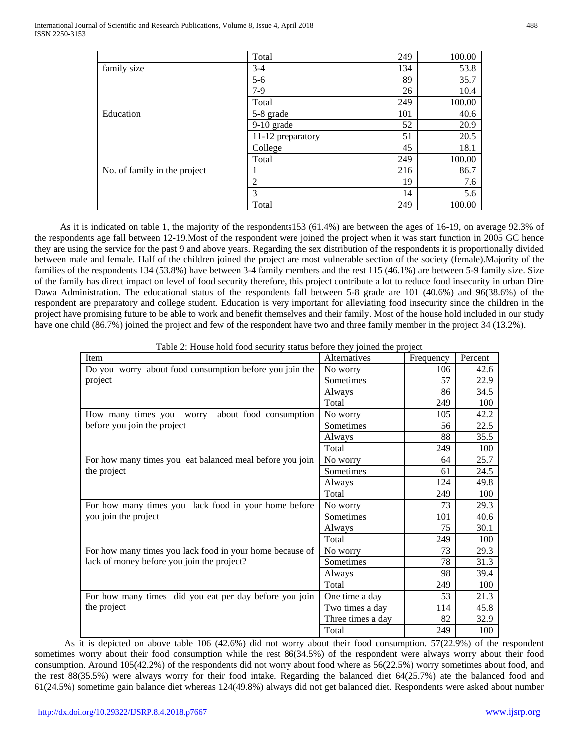| | Total | 249 | 100.00 |
|---|---|---|---|
| family size | 3-4 | 134 | 53.8 |
| | 5-6 | 89 | 35.7 |
| | 7-9 | 26 | 10.4 |
| | Total | 249 | 100.00 |
| Education | 5-8 grade | 101 | 40.6 |
| | 9-10 grade | 52 | 20.9 |
| | 11-12 preparatory | 51 | 20.5 |
| | College | 45 | 18.1 |
| | Total | 249 | 100.00 |
| No. of family in the project | 1 | 216 | 86.7 |
| | 2 | 19 | 7.6 |
| | 3 | 14 | 5.6 |
| | Total | 249 | 100.00 |

As it is indicated on table 1, the majority of the respondents153 (61.4%) are between the ages of 16-19, on average 92.3% of the respondents age fall between 12-19.Most of the respondent were joined the project when it was start function in 2005 GC hence they are using the service for the past 9 and above years. Regarding the sex distribution of the respondents it is proportionally divided between male and female. Half of the children joined the project are most vulnerable section of the society (female).Majority of the families of the respondents 134 (53.8%) have between 3-4 family members and the rest 115 (46.1%) are between 5-9 family size. Size of the family has direct impact on level of food security therefore, this project contribute a lot to reduce food insecurity in urban Dire Dawa Administration. The educational status of the respondents fall between 5-8 grade are 101 (40.6%) and 96(38.6%) of the respondent are preparatory and college student. Education is very important for alleviating food insecurity since the children in the project have promising future to be able to work and benefit themselves and their family. Most of the house hold included in our study have one child (86.7%) joined the project and few of the respondent have two and three family member in the project 34 (13.2%).

Table 2: House hold food security status before they joined the project

| Item | Alternatives | Frequency | Percent |
|---|---|---|---|
| Do you worry about food consumption before you join the project | No worry | 106 | 42.6 |
| | Sometimes | 57 | 22.9 |
| | Always | 86 | 34.5 |
| | Total | 249 | 100 |
| How many times you worry about food consumption before you join the project | No worry | 105 | 42.2 |
| | Sometimes | 56 | 22.5 |
| | Always | 88 | 35.5 |
| | Total | 249 | 100 |
| For how many times you eat balanced meal before you join the project | No worry | 64 | 25.7 |
| | Sometimes | 61 | 24.5 |
| | Always | 124 | 49.8 |
| | Total | 249 | 100 |
| For how many times you lack food in your home before you join the project | No worry | 73 | 29.3 |
| | Sometimes | 101 | 40.6 |
| | Always | 75 | 30.1 |
| | Total | 249 | 100 |
| For how many times you lack food in your home because of lack of money before you join the project? | No worry | 73 | 29.3 |
| | Sometimes | 78 | 31.3 |
| | Always | 98 | 39.4 |
| | Total | 249 | 100 |
| For how many times did you eat per day before you join the project | One time a day | 53 | 21.3 |
| | Two times a day | 114 | 45.8 |
| | Three times a day | 82 | 32.9 |
| | Total | 249 | 100 |

As it is depicted on above table 106 (42.6%) did not worry about their food consumption. 57(22.9%) of the respondent sometimes worry about their food consumption while the rest 86(34.5%) of the respondent were always worry about their food consumption. Around 105(42.2%) of the respondents did not worry about food where as 56(22.5%) worry sometimes about food, and the rest 88(35.5%) were always worry for their food intake. Regarding the balanced diet 64(25.7%) ate the balanced food and 61(24.5%) sometime gain balance diet whereas 124(49.8%) always did not get balanced diet. Respondents were asked about number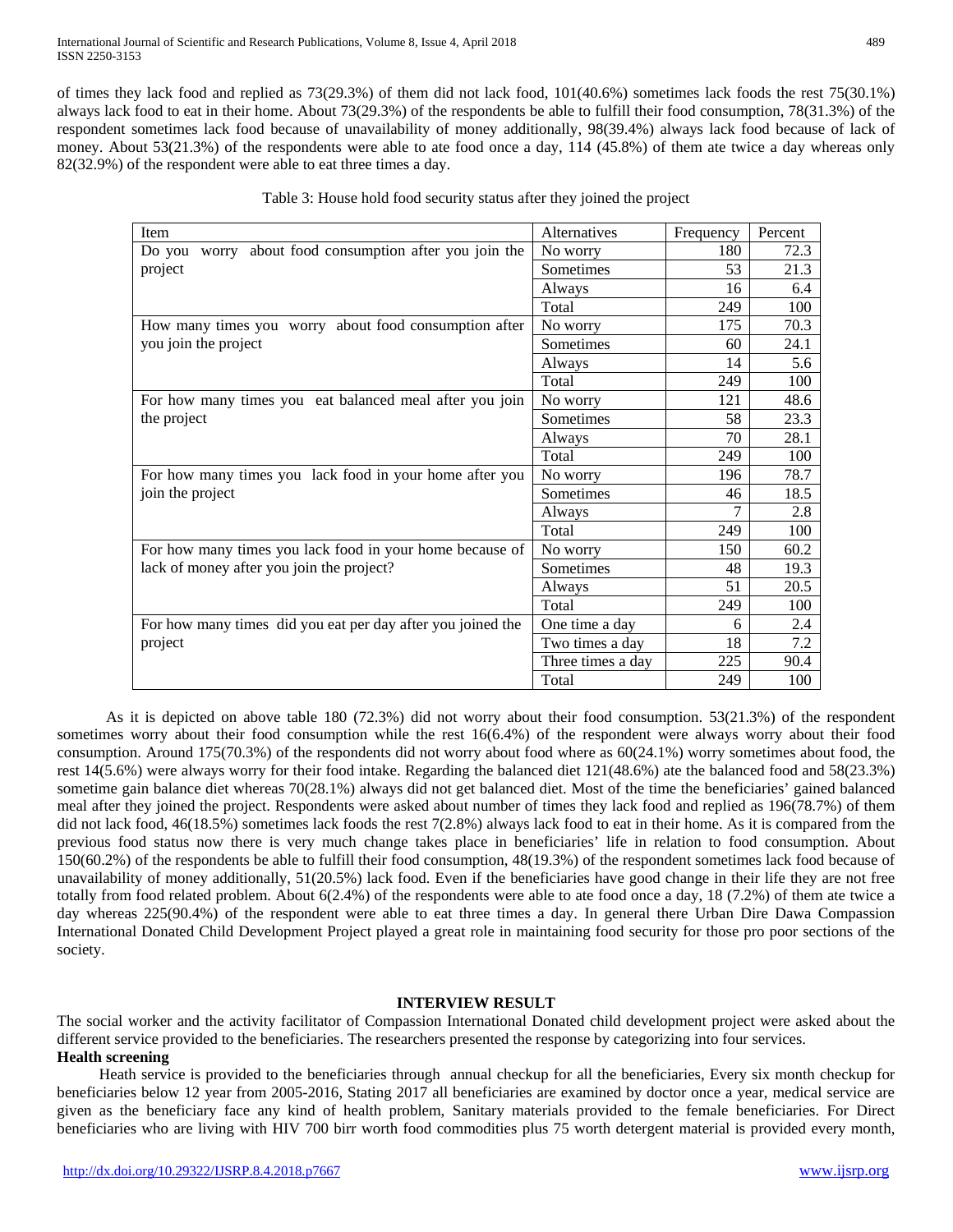of times they lack food and replied as 73(29.3%) of them did not lack food, 101(40.6%) sometimes lack foods the rest 75(30.1%) always lack food to eat in their home. About 73(29.3%) of the respondents be able to fulfill their food consumption, 78(31.3%) of the respondent sometimes lack food because of unavailability of money additionally, 98(39.4%) always lack food because of lack of money. About 53(21.3%) of the respondents were able to ate food once a day, 114 (45.8%) of them ate twice a day whereas only 82(32.9%) of the respondent were able to eat three times a day.

Table 3: House hold food security status after they joined the project

| Item | Alternatives | Frequency | Percent |
|---|---|---|---|
| Do you worry about food consumption after you join the project | No worry | 180 | 72.3 |
| | Sometimes | 53 | 21.3 |
| | Always | 16 | 6.4 |
| | Total | 249 | 100 |
| How many times you worry about food consumption after you join the project | No worry | 175 | 70.3 |
| | Sometimes | 60 | 24.1 |
| | Always | 14 | 5.6 |
| | Total | 249 | 100 |
| For how many times you eat balanced meal after you join the project | No worry | 121 | 48.6 |
| | Sometimes | 58 | 23.3 |
| | Always | 70 | 28.1 |
| | Total | 249 | 100 |
| For how many times you lack food in your home after you join the project | No worry | 196 | 78.7 |
| | Sometimes | 46 | 18.5 |
| | Always | 7 | 2.8 |
| | Total | 249 | 100 |
| For how many times you lack food in your home because of lack of money after you join the project? | No worry | 150 | 60.2 |
| | Sometimes | 48 | 19.3 |
| | Always | 51 | 20.5 |
| | Total | 249 | 100 |
| For how many times did you eat per day after you joined the project | One time a day | 6 | 2.4 |
| | Two times a day | 18 | 7.2 |
| | Three times a day | 225 | 90.4 |
| | Total | 249 | 100 |

As it is depicted on above table 180 (72.3%) did not worry about their food consumption. 53(21.3%) of the respondent sometimes worry about their food consumption while the rest 16(6.4%) of the respondent were always worry about their food consumption. Around 175(70.3%) of the respondents did not worry about food where as 60(24.1%) worry sometimes about food, the rest 14(5.6%) were always worry for their food intake. Regarding the balanced diet 121(48.6%) ate the balanced food and 58(23.3%) sometime gain balance diet whereas 70(28.1%) always did not get balanced diet. Most of the time the beneficiaries' gained balanced meal after they joined the project. Respondents were asked about number of times they lack food and replied as 196(78.7%) of them did not lack food, 46(18.5%) sometimes lack foods the rest 7(2.8%) always lack food to eat in their home. As it is compared from the previous food status now there is very much change takes place in beneficiaries' life in relation to food consumption. About 150(60.2%) of the respondents be able to fulfill their food consumption, 48(19.3%) of the respondent sometimes lack food because of unavailability of money additionally, 51(20.5%) lack food. Even if the beneficiaries have good change in their life they are not free totally from food related problem. About 6(2.4%) of the respondents were able to ate food once a day, 18 (7.2%) of them ate twice a day whereas 225(90.4%) of the respondent were able to eat three times a day. In general there Urban Dire Dawa Compassion International Donated Child Development Project played a great role in maintaining food security for those pro poor sections of the society.

## INTERVIEW RESULT

The social worker and the activity facilitator of Compassion International Donated child development project were asked about the different service provided to the beneficiaries. The researchers presented the response by categorizing into four services.

**Health screening**

Heath service is provided to the beneficiaries through annual checkup for all the beneficiaries, Every six month checkup for beneficiaries below 12 year from 2005-2016, Stating 2017 all beneficiaries are examined by doctor once a year, medical service are given as the beneficiary face any kind of health problem, Sanitary materials provided to the female beneficiaries. For Direct beneficiaries who are living with HIV 700 birr worth food commodities plus 75 worth detergent material is provided every month,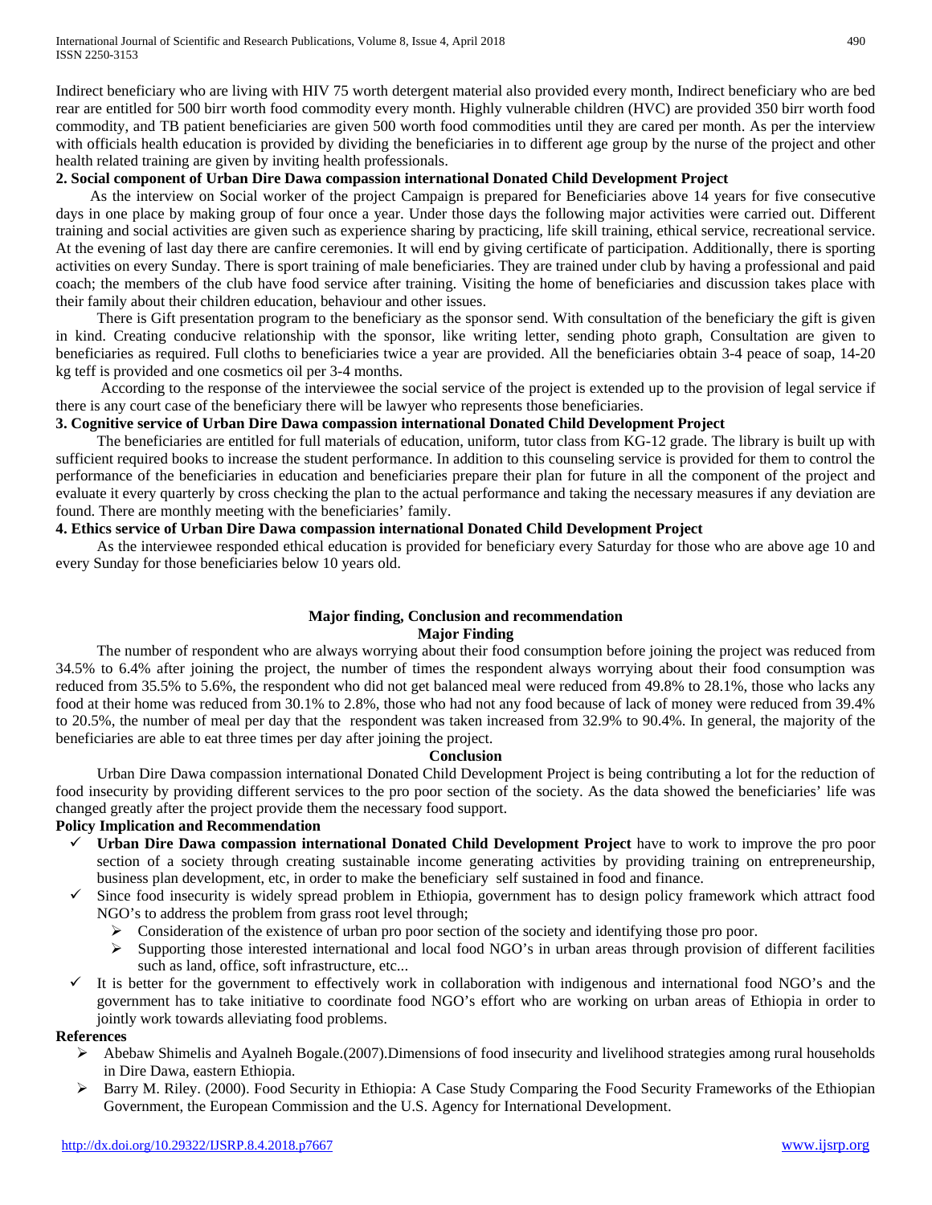Indirect beneficiary who are living with HIV 75 worth detergent material also provided every month, Indirect beneficiary who are bed rear are entitled for 500 birr worth food commodity every month. Highly vulnerable children (HVC) are provided 350 birr worth food commodity, and TB patient beneficiaries are given 500 worth food commodities until they are cared per month. As per the interview with officials health education is provided by dividing the beneficiaries in to different age group by the nurse of the project and other health related training are given by inviting health professionals.

**2. Social component of Urban Dire Dawa compassion international Donated Child Development Project**

As the interview on Social worker of the project Campaign is prepared for Beneficiaries above 14 years for five consecutive days in one place by making group of four once a year. Under those days the following major activities were carried out. Different training and social activities are given such as experience sharing by practicing, life skill training, ethical service, recreational service. At the evening of last day there are canfire ceremonies. It will end by giving certificate of participation. Additionally, there is sporting activities on every Sunday. There is sport training of male beneficiaries. They are trained under club by having a professional and paid coach; the members of the club have food service after training. Visiting the home of beneficiaries and discussion takes place with their family about their children education, behaviour and other issues.

There is Gift presentation program to the beneficiary as the sponsor send. With consultation of the beneficiary the gift is given in kind. Creating conducive relationship with the sponsor, like writing letter, sending photo graph, Consultation are given to beneficiaries as required. Full cloths to beneficiaries twice a year are provided. All the beneficiaries obtain 3-4 peace of soap, 14-20 kg teff is provided and one cosmetics oil per 3-4 months.

According to the response of the interviewee the social service of the project is extended up to the provision of legal service if there is any court case of the beneficiary there will be lawyer who represents those beneficiaries.

**3. Cognitive service of Urban Dire Dawa compassion international Donated Child Development Project**

The beneficiaries are entitled for full materials of education, uniform, tutor class from KG-12 grade. The library is built up with sufficient required books to increase the student performance. In addition to this counseling service is provided for them to control the performance of the beneficiaries in education and beneficiaries prepare their plan for future in all the component of the project and evaluate it every quarterly by cross checking the plan to the actual performance and taking the necessary measures if any deviation are found. There are monthly meeting with the beneficiaries' family.

**4. Ethics service of Urban Dire Dawa compassion international Donated Child Development Project**

As the interviewee responded ethical education is provided for beneficiary every Saturday for those who are above age 10 and every Sunday for those beneficiaries below 10 years old.

## Major finding, Conclusion and recommendation

### Major Finding

The number of respondent who are always worrying about their food consumption before joining the project was reduced from 34.5% to 6.4% after joining the project, the number of times the respondent always worrying about their food consumption was reduced from 35.5% to 5.6%, the respondent who did not get balanced meal were reduced from 49.8% to 28.1%, those who lacks any food at their home was reduced from 30.1% to 2.8%, those who had not any food because of lack of money were reduced from 39.4% to 20.5%, the number of meal per day that the respondent was taken increased from 32.9% to 90.4%. In general, the majority of the beneficiaries are able to eat three times per day after joining the project.

### Conclusion

Urban Dire Dawa compassion international Donated Child Development Project is being contributing a lot for the reduction of food insecurity by providing different services to the pro poor section of the society. As the data showed the beneficiaries' life was changed greatly after the project provide them the necessary food support.

### Policy Implication and Recommendation

- **Urban Dire Dawa compassion international Donated Child Development Project** have to work to improve the pro poor section of a society through creating sustainable income generating activities by providing training on entrepreneurship, business plan development, etc, in order to make the beneficiary self sustained in food and finance.
- Since food insecurity is widely spread problem in Ethiopia, government has to design policy framework which attract food NGO's to address the problem from grass root level through;
  - Consideration of the existence of urban pro poor section of the society and identifying those pro poor.
  - Supporting those interested international and local food NGO's in urban areas through provision of different facilities such as land, office, soft infrastructure, etc...
- It is better for the government to effectively work in collaboration with indigenous and international food NGO's and the government has to take initiative to coordinate food NGO's effort who are working on urban areas of Ethiopia in order to jointly work towards alleviating food problems.

## References

- Abebaw Shimelis and Ayalneh Bogale.(2007).Dimensions of food insecurity and livelihood strategies among rural households in Dire Dawa, eastern Ethiopia.
- Barry M. Riley. (2000). Food Security in Ethiopia: A Case Study Comparing the Food Security Frameworks of the Ethiopian Government, the European Commission and the U.S. Agency for International Development.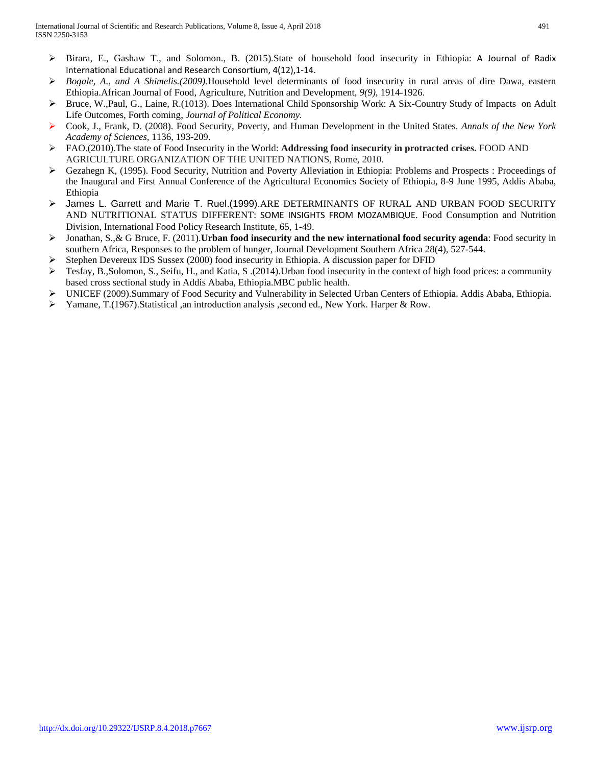- Birara, E., Gashaw T., and Solomon., B. (2015).State of household food insecurity in Ethiopia: A Journal of Radix International Educational and Research Consortium, 4(12),1-14.
- *Bogale, A., and A Shimelis.(2009).*Household level determinants of food insecurity in rural areas of dire Dawa, eastern Ethiopia.African Journal of Food, Agriculture, Nutrition and Development, *9(9),* 1914-1926.
- Bruce, W.,Paul, G., Laine, R.(1013). Does International Child Sponsorship Work: A Six-Country Study of Impacts on Adult Life Outcomes, Forth coming, *Journal of Political Economy.*
- Cook, J., Frank, D. (2008). Food Security, Poverty, and Human Development in the United States. *Annals of the New York Academy of Sciences*, 1136, 193-209.
- FAO.(2010).The state of Food Insecurity in the World: **Addressing food insecurity in protracted crises.** FOOD AND AGRICULTURE ORGANIZATION OF THE UNITED NATIONS, Rome, 2010.
- Gezahegn K, (1995). Food Security, Nutrition and Poverty Alleviation in Ethiopia: Problems and Prospects : Proceedings of the Inaugural and First Annual Conference of the Agricultural Economics Society of Ethiopia, 8-9 June 1995, Addis Ababa, Ethiopia
- James L. Garrett and Marie T. Ruel.(1999).ARE DETERMINANTS OF RURAL AND URBAN FOOD SECURITY AND NUTRITIONAL STATUS DIFFERENT: SOME INSIGHTS FROM MOZAMBIQUE. Food Consumption and Nutrition Division, International Food Policy Research Institute, 65, 1-49.
- Jonathan, S.,& G Bruce, F. (2011).**Urban food insecurity and the new international food security agenda**: Food security in southern Africa, Responses to the problem of hunger, Journal Development Southern Africa 28(4), 527-544.
- Stephen Devereux IDS Sussex (2000) food insecurity in Ethiopia. A discussion paper for DFID
- Tesfay, B.,Solomon, S., Seifu, H., and Katia, S .(2014).Urban food insecurity in the context of high food prices: a community based cross sectional study in Addis Ababa, Ethiopia.MBC public health.
- UNICEF (2009).Summary of Food Security and Vulnerability in Selected Urban Centers of Ethiopia. Addis Ababa, Ethiopia.
- Yamane, T.(1967).Statistical ,an introduction analysis ,second ed., New York. Harper & Row.